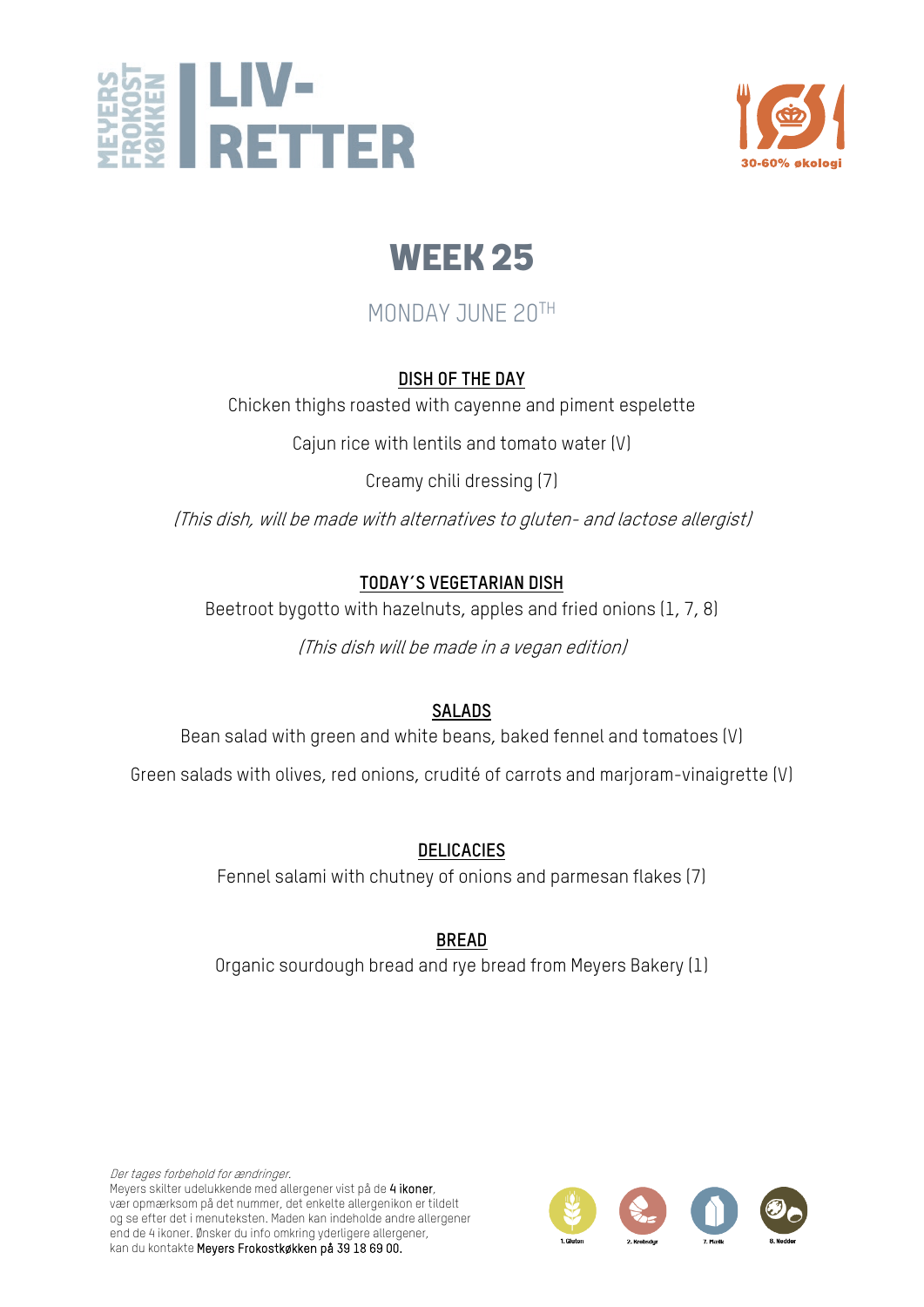MEYERS FROKOST KØKKEN | LIV-RETTER

30-60% økologi

# WEEK 25

MONDAY JUNE 20TH

**DISH OF THE DAY**

Chicken thighs roasted with cayenne and piment espelette

Cajun rice with lentils and tomato water (V)

Creamy chili dressing (7)

*(This dish, will be made with alternatives to gluten- and lactose allergist)*

**TODAY´S VEGETARIAN DISH**

Beetroot bygotto with hazelnuts, apples and fried onions (1, 7, 8)

*(This dish will be made in a vegan edition)*

**SALADS**

Bean salad with green and white beans, baked fennel and tomatoes (V)

Green salads with olives, red onions, crudité of carrots and marjoram-vinaigrette (V)

**DELICACIES**

Fennel salami with chutney of onions and parmesan flakes (7)

**BREAD**

Organic sourdough bread and rye bread from Meyers Bakery (1)

*Der tages forbehold for ændringer.*
Meyers skilter udelukkende med allergener vist på de **4 ikoner**, vær opmærksom på det nummer, det enkelte allergenikon er tildelt og se efter det i menuteksten. Maden kan indeholde andre allergener end de 4 ikoner. Ønsker du info omkring yderligere allergener, kan du kontakte **Meyers Frokostkøkken på 39 18 69 00.**

1. Gluten 2. Krebsdyr 7. Mælk 8. Nødder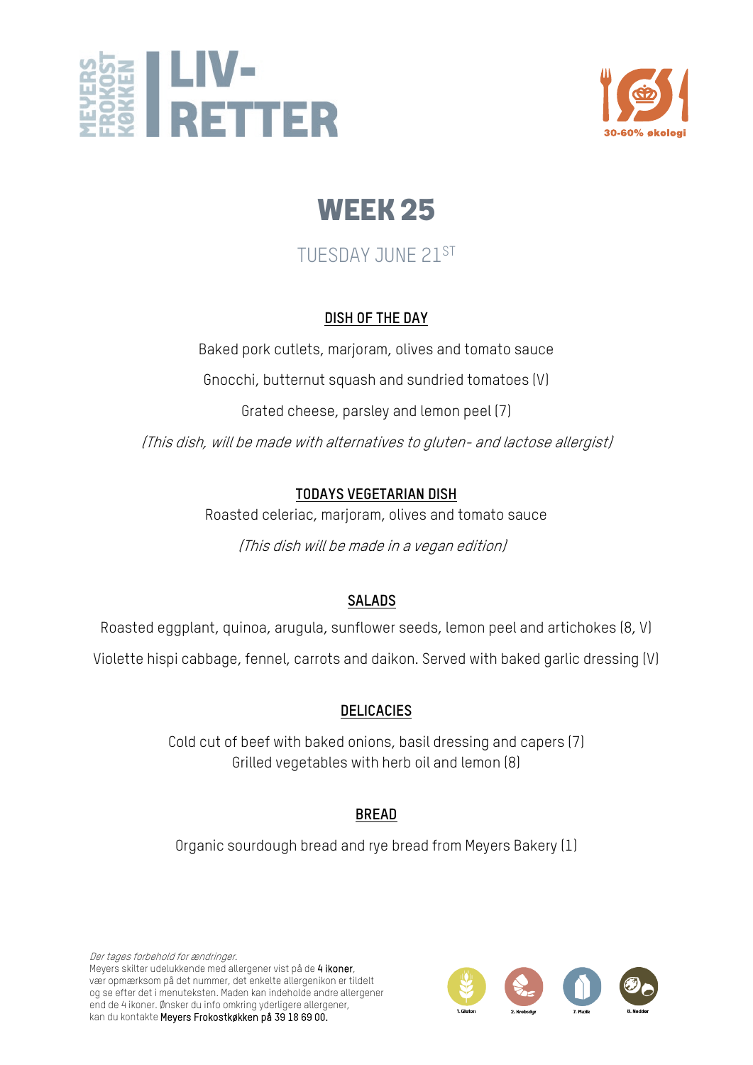# MEYERS FROKOST KØKKEN | LIV-RETTER

30-60% økologi

## WEEK 25

TUESDAY JUNE 21ST

### DISH OF THE DAY

Baked pork cutlets, marjoram, olives and tomato sauce

Gnocchi, butternut squash and sundried tomatoes (V)

Grated cheese, parsley and lemon peel (7)

*(This dish, will be made with alternatives to gluten- and lactose allergist)*

### TODAYS VEGETARIAN DISH

Roasted celeriac, marjoram, olives and tomato sauce

*(This dish will be made in a vegan edition)*

### SALADS

Roasted eggplant, quinoa, arugula, sunflower seeds, lemon peel and artichokes (8, V)

Violette hispi cabbage, fennel, carrots and daikon. Served with baked garlic dressing (V)

### DELICACIES

Cold cut of beef with baked onions, basil dressing and capers (7)
Grilled vegetables with herb oil and lemon (8)

### BREAD

Organic sourdough bread and rye bread from Meyers Bakery (1)

*Der tages forbehold for ændringer.*
Meyers skilter udelukkende med allergener vist på de **4 ikoner**, vær opmærksom på det nummer, det enkelte allergenikon er tildelt og se efter det i menuteksten. Maden kan indeholde andre allergener end de 4 ikoner. Ønsker du info omkring yderligere allergener, kan du kontakte **Meyers Frokostkøkken på 39 18 69 00.**

1. Gluten 2. Krebsdyr 7. Mælk 8. Nødder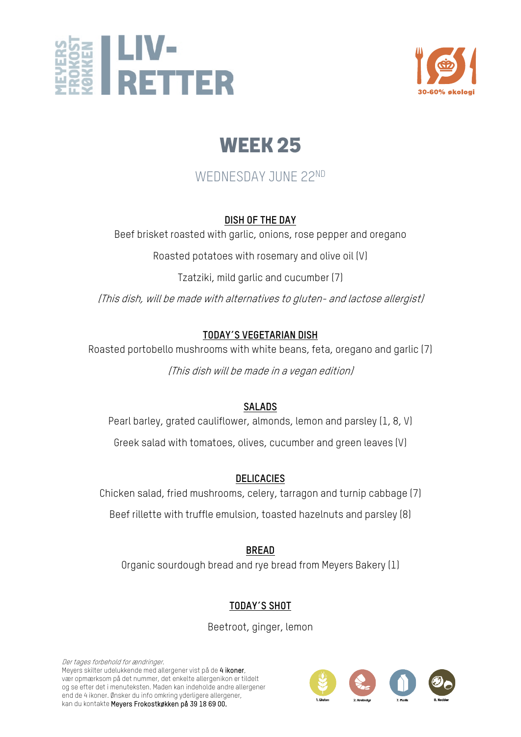MEYERS FROKOST KØKKEN | LIV-RETTER

30-60% økologi

# WEEK 25

## WEDNESDAY JUNE 22ND

**DISH OF THE DAY**

Beef brisket roasted with garlic, onions, rose pepper and oregano

Roasted potatoes with rosemary and olive oil (V)

Tzatziki, mild garlic and cucumber (7)

*(This dish, will be made with alternatives to gluten- and lactose allergist)*

**TODAY'S VEGETARIAN DISH**

Roasted portobello mushrooms with white beans, feta, oregano and garlic (7)

*(This dish will be made in a vegan edition)*

**SALADS**

Pearl barley, grated cauliflower, almonds, lemon and parsley (1, 8, V)

Greek salad with tomatoes, olives, cucumber and green leaves (V)

**DELICACIES**

Chicken salad, fried mushrooms, celery, tarragon and turnip cabbage (7)

Beef rillette with truffle emulsion, toasted hazelnuts and parsley (8)

**BREAD**

Organic sourdough bread and rye bread from Meyers Bakery (1)

**TODAY'S SHOT**

Beetroot, ginger, lemon

*Der tages forbehold for ændringer.*
Meyers skilter udelukkende med allergener vist på de **4 ikoner**, vær opmærksom på det nummer, det enkelte allergenikon er tildelt og se efter det i menuteksten. Maden kan indeholde andre allergener end de 4 ikoner. Ønsker du info omkring yderligere allergener, kan du kontakte **Meyers Frokostkøkken på 39 18 69 00.**

1. Gluten 2. Krebsdyr 7. Mælk 8. Nødder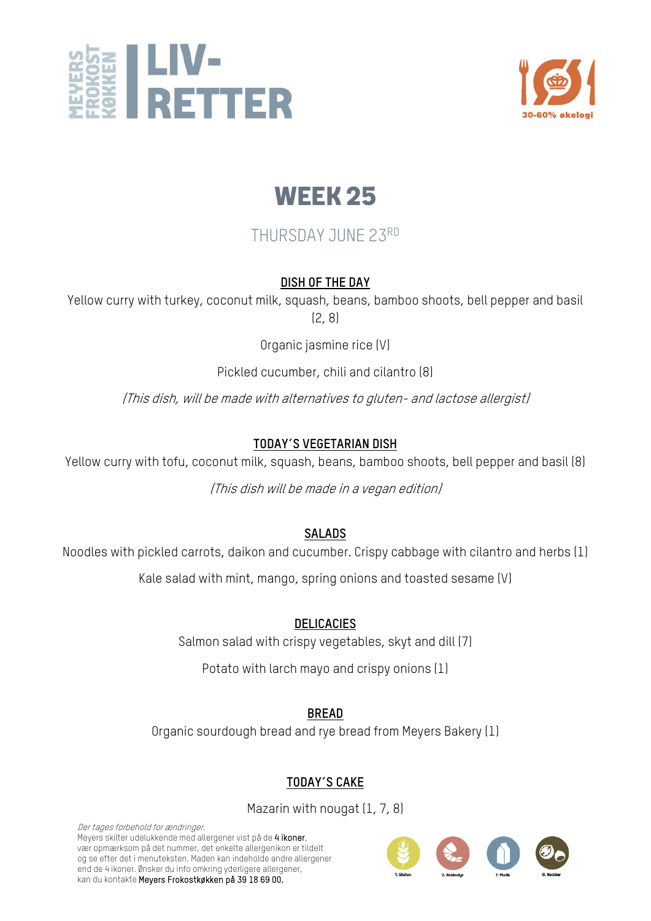MEYERS FROKOST KØKKEN | LIV-RETTER

30-60% økologi

# WEEK 25

## THURSDAY JUNE 23RD

### DISH OF THE DAY

Yellow curry with turkey, coconut milk, squash, beans, bamboo shoots, bell pepper and basil (2, 8)

Organic jasmine rice (V)

Pickled cucumber, chili and cilantro (8)

*(This dish, will be made with alternatives to gluten- and lactose allergist)*

### TODAY´S VEGETARIAN DISH

Yellow curry with tofu, coconut milk, squash, beans, bamboo shoots, bell pepper and basil (8)

*(This dish will be made in a vegan edition)*

### SALADS

Noodles with pickled carrots, daikon and cucumber. Crispy cabbage with cilantro and herbs (1)

Kale salad with mint, mango, spring onions and toasted sesame (V)

### DELICACIES

Salmon salad with crispy vegetables, skyt and dill (7)

Potato with larch mayo and crispy onions (1)

### BREAD

Organic sourdough bread and rye bread from Meyers Bakery (1)

### TODAY´S CAKE

Mazarin with nougat (1, 7, 8)

*Der tages forbehold for ændringer.*
Meyers skilter udelukkende med allergener vist på de **4 ikoner**, vær opmærksom på det nummer, det enkelte allergenikon er tildelt og se efter det i menuteksten. Maden kan indeholde andre allergener end de 4 ikoner. Ønsker du info omkring yderligere allergener, kan du kontakte **Meyers Frokostkøkken på 39 18 69 00.**

1. Gluten 2. Krebsdyr 7. Mælk 8. Nødder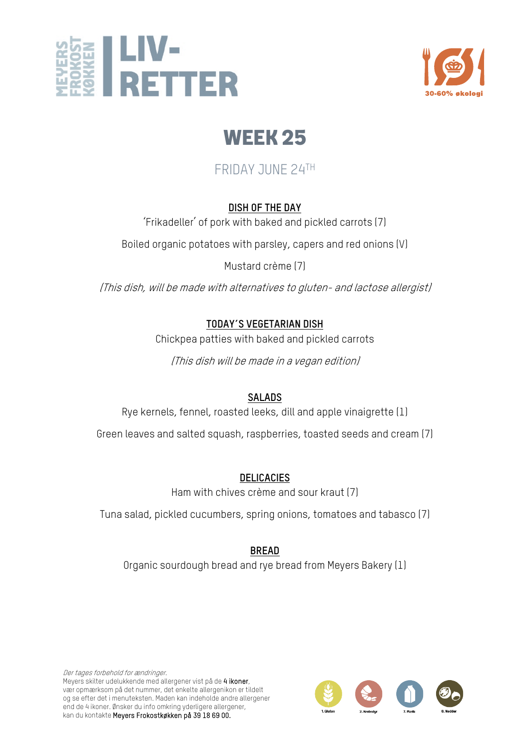MEYERS FROKOST KØKKEN | LIV-RETTER

30-60% økologi

# WEEK 25

## FRIDAY JUNE 24TH

**DISH OF THE DAY**

'Frikadeller' of pork with baked and pickled carrots (7)

Boiled organic potatoes with parsley, capers and red onions (V)

Mustard crème (7)

*(This dish, will be made with alternatives to gluten- and lactose allergist)*

**TODAY'S VEGETARIAN DISH**

Chickpea patties with baked and pickled carrots

*(This dish will be made in a vegan edition)*

**SALADS**

Rye kernels, fennel, roasted leeks, dill and apple vinaigrette (1)

Green leaves and salted squash, raspberries, toasted seeds and cream (7)

**DELICACIES**

Ham with chives crème and sour kraut (7)

Tuna salad, pickled cucumbers, spring onions, tomatoes and tabasco (7)

**BREAD**

Organic sourdough bread and rye bread from Meyers Bakery (1)

*Der tages forbehold for ændringer.*
Meyers skilter udelukkende med allergener vist på de **4 ikoner**, vær opmærksom på det nummer, det enkelte allergenikon er tildelt og se efter det i menuteksten. Maden kan indeholde andre allergener end de 4 ikoner. Ønsker du info omkring yderligere allergener, kan du kontakte **Meyers Frokostkøkken på 39 18 69 00.**

1. Gluten 2. Krebsdyr 7. Mælk 8. Nødder